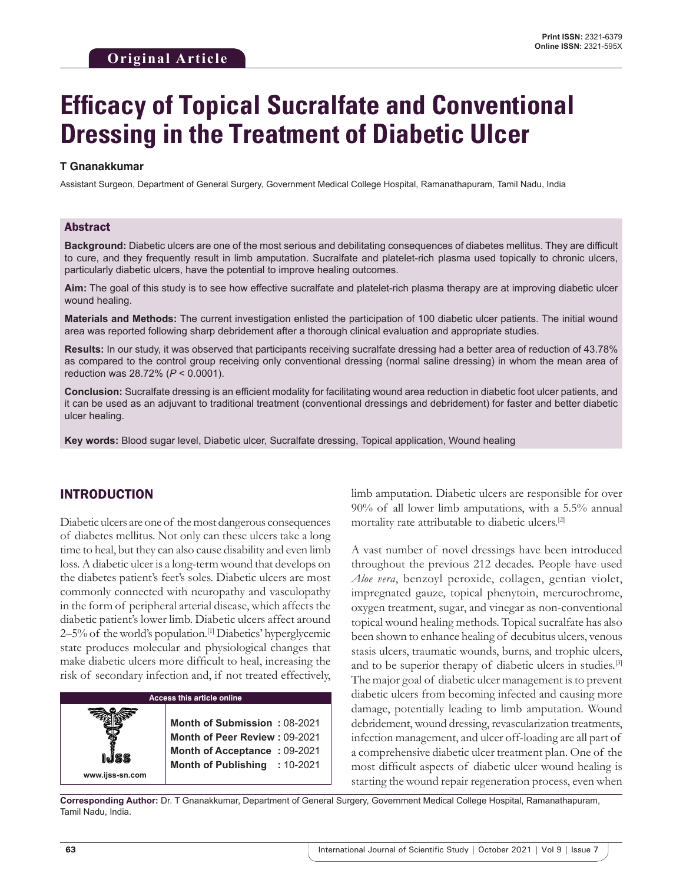Original Article

Print ISSN: 2321-6379
Online ISSN: 2321-595X

# Efficacy of Topical Sucralfate and Conventional Dressing in the Treatment of Diabetic Ulcer

**T Gnanakkumar**

Assistant Surgeon, Department of General Surgery, Government Medical College Hospital, Ramanathapuram, Tamil Nadu, India

## Abstract

**Background:** Diabetic ulcers are one of the most serious and debilitating consequences of diabetes mellitus. They are difficult to cure, and they frequently result in limb amputation. Sucralfate and platelet-rich plasma used topically to chronic ulcers, particularly diabetic ulcers, have the potential to improve healing outcomes.

**Aim:** The goal of this study is to see how effective sucralfate and platelet-rich plasma therapy are at improving diabetic ulcer wound healing.

**Materials and Methods:** The current investigation enlisted the participation of 100 diabetic ulcer patients. The initial wound area was reported following sharp debridement after a thorough clinical evaluation and appropriate studies.

**Results:** In our study, it was observed that participants receiving sucralfate dressing had a better area of reduction of 43.78% as compared to the control group receiving only conventional dressing (normal saline dressing) in whom the mean area of reduction was 28.72% ($P < 0.0001$).

**Conclusion:** Sucralfate dressing is an efficient modality for facilitating wound area reduction in diabetic foot ulcer patients, and it can be used as an adjuvant to traditional treatment (conventional dressings and debridement) for faster and better diabetic ulcer healing.

**Key words:** Blood sugar level, Diabetic ulcer, Sucralfate dressing, Topical application, Wound healing

## INTRODUCTION

Diabetic ulcers are one of the most dangerous consequences of diabetes mellitus. Not only can these ulcers take a long time to heal, but they can also cause disability and even limb loss. A diabetic ulcer is a long-term wound that develops on the diabetes patient's feet's soles. Diabetic ulcers are most commonly connected with neuropathy and vasculopathy in the form of peripheral arterial disease, which affects the diabetic patient's lower limb. Diabetic ulcers affect around 2–5% of the world's population.[1] Diabetics' hyperglycemic state produces molecular and physiological changes that make diabetic ulcers more difficult to heal, increasing the risk of secondary infection and, if not treated effectively, limb amputation. Diabetic ulcers are responsible for over 90% of all lower limb amputations, with a 5.5% annual mortality rate attributable to diabetic ulcers.[2]

A vast number of novel dressings have been introduced throughout the previous 212 decades. People have used *Aloe vera*, benzoyl peroxide, collagen, gentian violet, impregnated gauze, topical phenytoin, mercurochrome, oxygen treatment, sugar, and vinegar as non-conventional topical wound healing methods. Topical sucralfate has also been shown to enhance healing of decubitus ulcers, venous stasis ulcers, traumatic wounds, burns, and trophic ulcers, and to be superior therapy of diabetic ulcers in studies.[3] The major goal of diabetic ulcer management is to prevent diabetic ulcers from becoming infected and causing more damage, potentially leading to limb amputation. Wound debridement, wound dressing, revascularization treatments, infection management, and ulcer off-loading are all part of a comprehensive diabetic ulcer treatment plan. One of the most difficult aspects of diabetic ulcer wound healing is starting the wound repair regeneration process, even when

| Access this article online | |
|---|---|
| www.ijss-sn.com | **Month of Submission :** 08-2021<br>**Month of Peer Review :** 09-2021<br>**Month of Acceptance :** 09-2021<br>**Month of Publishing :** 10-2021 |

**Corresponding Author:** Dr. T Gnanakkumar, Department of General Surgery, Government Medical College Hospital, Ramanathapuram, Tamil Nadu, India.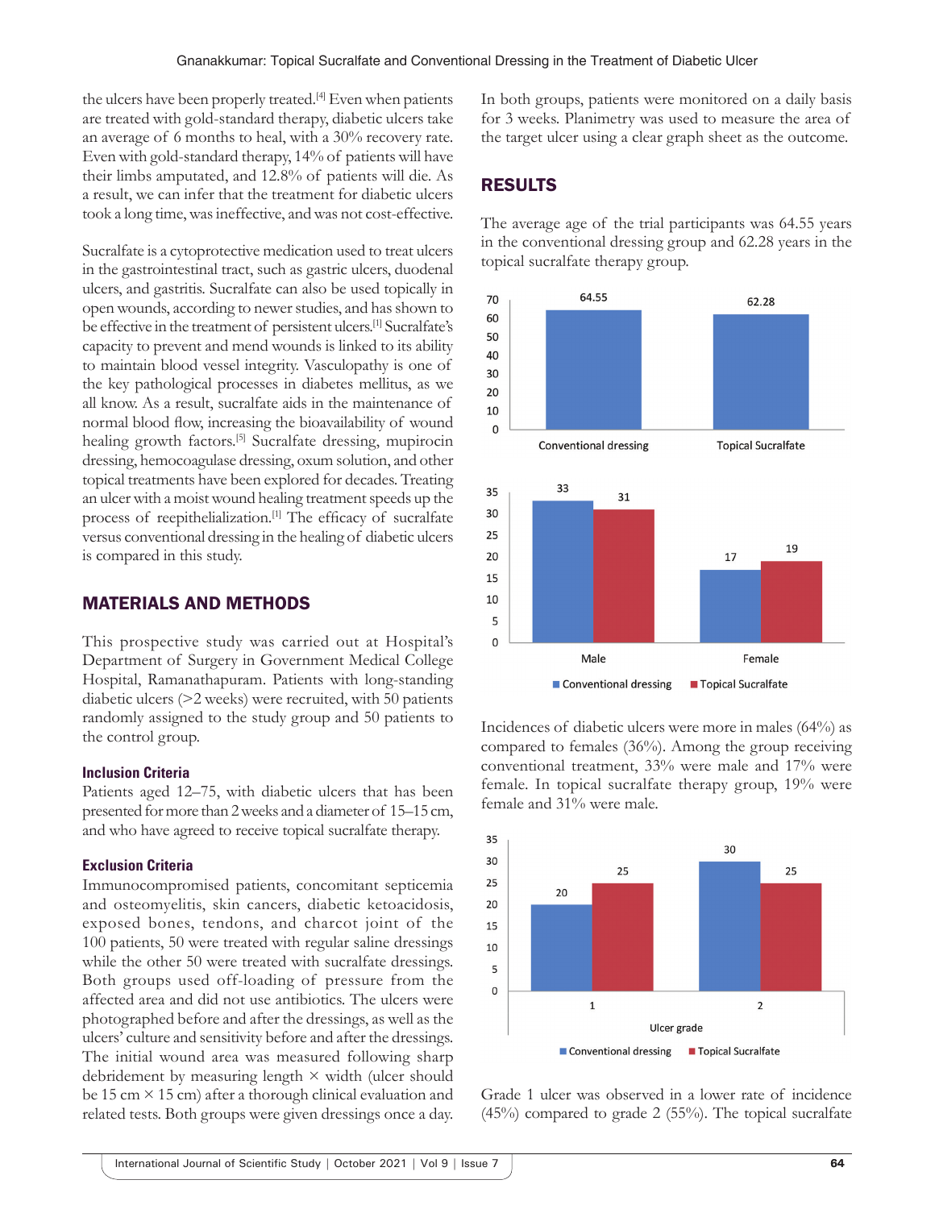the ulcers have been properly treated.[4] Even when patients are treated with gold-standard therapy, diabetic ulcers take an average of 6 months to heal, with a 30% recovery rate. Even with gold-standard therapy, 14% of patients will have their limbs amputated, and 12.8% of patients will die. As a result, we can infer that the treatment for diabetic ulcers took a long time, was ineffective, and was not cost-effective.

Sucralfate is a cytoprotective medication used to treat ulcers in the gastrointestinal tract, such as gastric ulcers, duodenal ulcers, and gastritis. Sucralfate can also be used topically in open wounds, according to newer studies, and has shown to be effective in the treatment of persistent ulcers.[1] Sucralfate's capacity to prevent and mend wounds is linked to its ability to maintain blood vessel integrity. Vasculopathy is one of the key pathological processes in diabetes mellitus, as we all know. As a result, sucralfate aids in the maintenance of normal blood flow, increasing the bioavailability of wound healing growth factors.[5] Sucralfate dressing, mupirocin dressing, hemocoagulase dressing, oxum solution, and other topical treatments have been explored for decades. Treating an ulcer with a moist wound healing treatment speeds up the process of reepithelialization.[1] The efficacy of sucralfate versus conventional dressing in the healing of diabetic ulcers is compared in this study.

## MATERIALS AND METHODS

This prospective study was carried out at Hospital's Department of Surgery in Government Medical College Hospital, Ramanathapuram. Patients with long-standing diabetic ulcers (>2 weeks) were recruited, with 50 patients randomly assigned to the study group and 50 patients to the control group.

### Inclusion Criteria

Patients aged 12–75, with diabetic ulcers that has been presented for more than 2 weeks and a diameter of 15–15 cm, and who have agreed to receive topical sucralfate therapy.

### Exclusion Criteria

Immunocompromised patients, concomitant septicemia and osteomyelitis, skin cancers, diabetic ketoacidosis, exposed bones, tendons, and charcot joint of the 100 patients, 50 were treated with regular saline dressings while the other 50 were treated with sucralfate dressings. Both groups used off-loading of pressure from the affected area and did not use antibiotics. The ulcers were photographed before and after the dressings, as well as the ulcers' culture and sensitivity before and after the dressings. The initial wound area was measured following sharp debridement by measuring length × width (ulcer should be 15 cm × 15 cm) after a thorough clinical evaluation and related tests. Both groups were given dressings once a day. In both groups, patients were monitored on a daily basis for 3 weeks. Planimetry was used to measure the area of the target ulcer using a clear graph sheet as the outcome.

## RESULTS

The average age of the trial participants was 64.55 years in the conventional dressing group and 62.28 years in the topical sucralfate therapy group.

70
60
50
40
30
20
10
0
64.55
62.28
Conventional dressing
Topical Sucralfate

35
30
25
20
15
10
5
0
33
31
17
19
Male
Female
Conventional dressing
Topical Sucralfate

Incidences of diabetic ulcers were more in males (64%) as compared to females (36%). Among the group receiving conventional treatment, 33% were male and 17% were female. In topical sucralfate therapy group, 19% were female and 31% were male.

35
30
25
20
15
10
5
0
20
25
30
25
1
2
Ulcer grade
Conventional dressing
Topical Sucralfate

Grade 1 ulcer was observed in a lower rate of incidence (45%) compared to grade 2 (55%). The topical sucralfate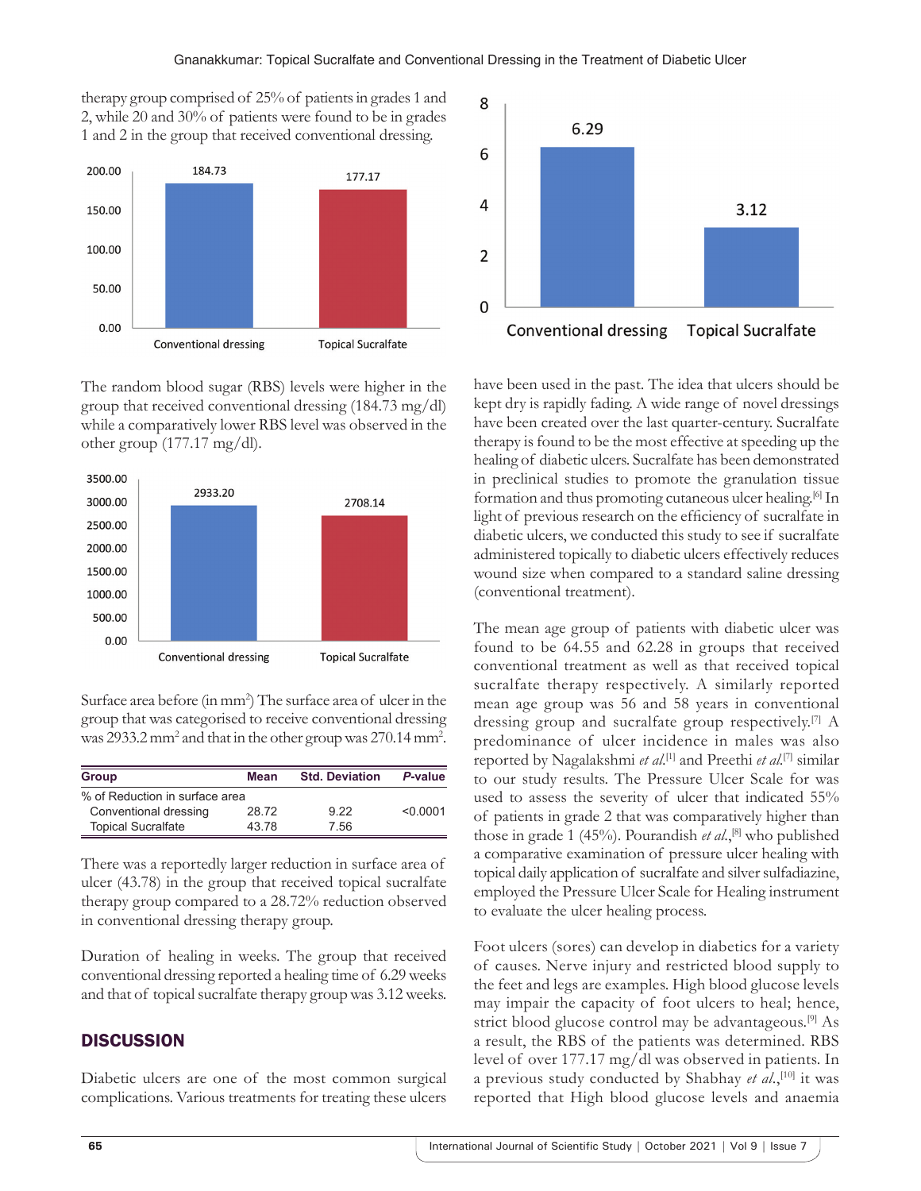therapy group comprised of 25% of patients in grades 1 and 2, while 20 and 30% of patients were found to be in grades 1 and 2 in the group that received conventional dressing.

200.00
150.00
100.00
50.00
0.00
184.73
177.17
Conventional dressing
Topical Sucralfate

The random blood sugar (RBS) levels were higher in the group that received conventional dressing (184.73 mg/dl) while a comparatively lower RBS level was observed in the other group (177.17 mg/dl).

3500.00
3000.00
2500.00
2000.00
1500.00
1000.00
500.00
0.00
2933.20
2708.14
Conventional dressing
Topical Sucralfate

Surface area before (in mm$^2$) The surface area of ulcer in the group that was categorised to receive conventional dressing was 2933.2 mm$^2$ and that in the other group was 270.14 mm$^2$.

| Group | Mean | Std. Deviation | *P*-value |
|---|---|---|---|
| % of Reduction in surface area | | | |
| Conventional dressing | 28.72 | 9.22 | <0.0001 |
| Topical Sucralfate | 43.78 | 7.56 | |

There was a reportedly larger reduction in surface area of ulcer (43.78) in the group that received topical sucralfate therapy group compared to a 28.72% reduction observed in conventional dressing therapy group.

Duration of healing in weeks. The group that received conventional dressing reported a healing time of 6.29 weeks and that of topical sucralfate therapy group was 3.12 weeks.

8
6
4
2
0
6.29
3.12
Conventional dressing
Topical Sucralfate

## DISCUSSION

Diabetic ulcers are one of the most common surgical complications. Various treatments for treating these ulcers have been used in the past. The idea that ulcers should be kept dry is rapidly fading. A wide range of novel dressings have been created over the last quarter-century. Sucralfate therapy is found to be the most effective at speeding up the healing of diabetic ulcers. Sucralfate has been demonstrated in preclinical studies to promote the granulation tissue formation and thus promoting cutaneous ulcer healing.[6] In light of previous research on the efficiency of sucralfate in diabetic ulcers, we conducted this study to see if sucralfate administered topically to diabetic ulcers effectively reduces wound size when compared to a standard saline dressing (conventional treatment).

The mean age group of patients with diabetic ulcer was found to be 64.55 and 62.28 in groups that received conventional treatment as well as that received topical sucralfate therapy respectively. A similarly reported mean age group was 56 and 58 years in conventional dressing group and sucralfate group respectively.[7] A predominance of ulcer incidence in males was also reported by Nagalakshmi *et al*.[1] and Preethi *et al*.[7] similar to our study results. The Pressure Ulcer Scale for was used to assess the severity of ulcer that indicated 55% of patients in grade 2 that was comparatively higher than those in grade 1 (45%). Pourandish *et al*.,[8] who published a comparative examination of pressure ulcer healing with topical daily application of sucralfate and silver sulfadiazine, employed the Pressure Ulcer Scale for Healing instrument to evaluate the ulcer healing process.

Foot ulcers (sores) can develop in diabetics for a variety of causes. Nerve injury and restricted blood supply to the feet and legs are examples. High blood glucose levels may impair the capacity of foot ulcers to heal; hence, strict blood glucose control may be advantageous.[9] As a result, the RBS of the patients was determined. RBS level of over 177.17 mg/dl was observed in patients. In a previous study conducted by Shabhay *et al*.,[10] it was reported that High blood glucose levels and anaemia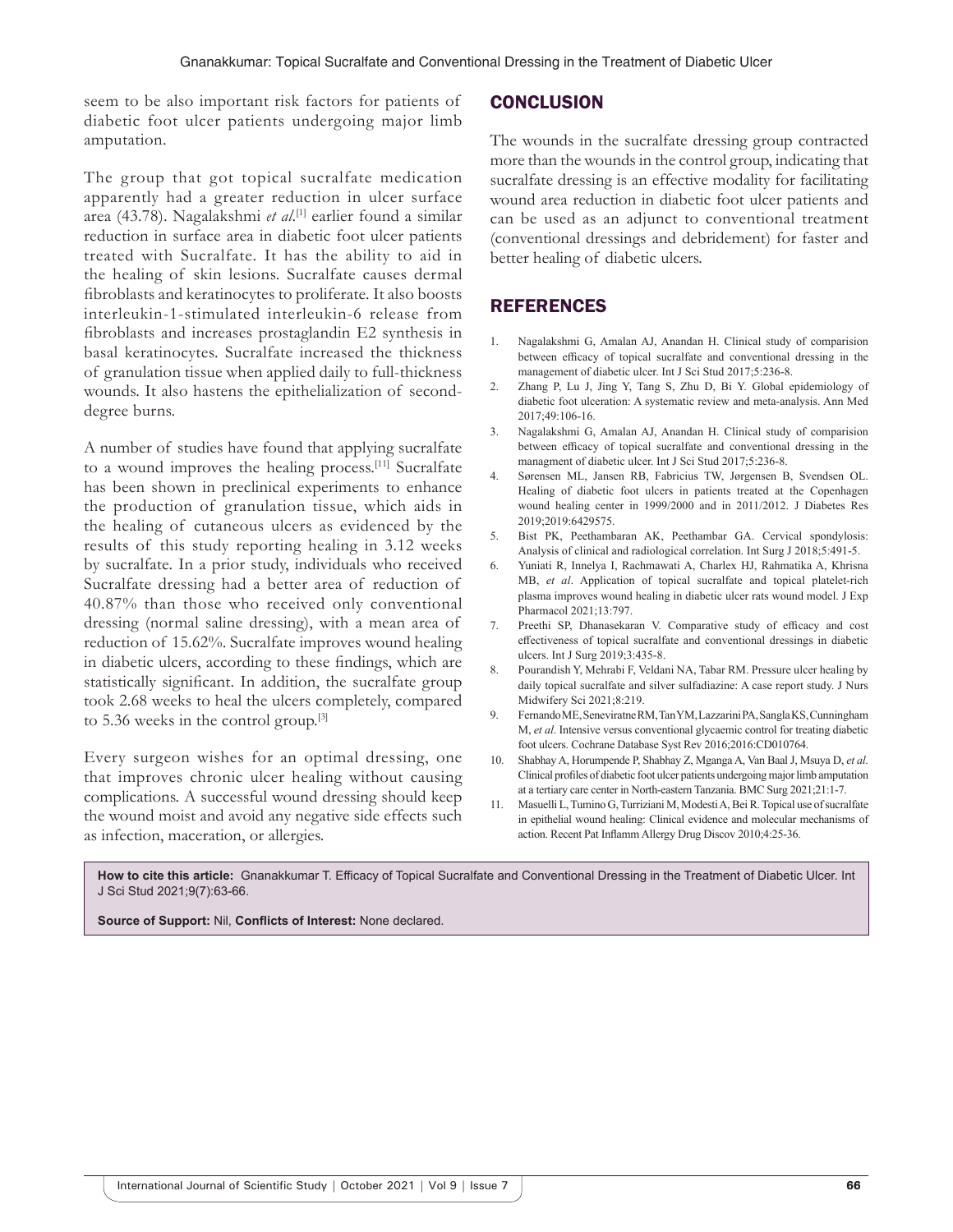seem to be also important risk factors for patients of diabetic foot ulcer patients undergoing major limb amputation.

The group that got topical sucralfate medication apparently had a greater reduction in ulcer surface area (43.78). Nagalakshmi *et al*.[1] earlier found a similar reduction in surface area in diabetic foot ulcer patients treated with Sucralfate. It has the ability to aid in the healing of skin lesions. Sucralfate causes dermal fibroblasts and keratinocytes to proliferate. It also boosts interleukin-1-stimulated interleukin-6 release from fibroblasts and increases prostaglandin E2 synthesis in basal keratinocytes. Sucralfate increased the thickness of granulation tissue when applied daily to full-thickness wounds. It also hastens the epithelialization of second-degree burns.

A number of studies have found that applying sucralfate to a wound improves the healing process.[11] Sucralfate has been shown in preclinical experiments to enhance the production of granulation tissue, which aids in the healing of cutaneous ulcers as evidenced by the results of this study reporting healing in 3.12 weeks by sucralfate. In a prior study, individuals who received Sucralfate dressing had a better area of reduction of 40.87% than those who received only conventional dressing (normal saline dressing), with a mean area of reduction of 15.62%. Sucralfate improves wound healing in diabetic ulcers, according to these findings, which are statistically significant. In addition, the sucralfate group took 2.68 weeks to heal the ulcers completely, compared to 5.36 weeks in the control group.[3]

Every surgeon wishes for an optimal dressing, one that improves chronic ulcer healing without causing complications. A successful wound dressing should keep the wound moist and avoid any negative side effects such as infection, maceration, or allergies.

## CONCLUSION

The wounds in the sucralfate dressing group contracted more than the wounds in the control group, indicating that sucralfate dressing is an effective modality for facilitating wound area reduction in diabetic foot ulcer patients and can be used as an adjunct to conventional treatment (conventional dressings and debridement) for faster and better healing of diabetic ulcers.

## REFERENCES

1. Nagalakshmi G, Amalan AJ, Anandan H. Clinical study of comparision between efficacy of topical sucralfate and conventional dressing in the management of diabetic ulcer. Int J Sci Stud 2017;5:236-8.
2. Zhang P, Lu J, Jing Y, Tang S, Zhu D, Bi Y. Global epidemiology of diabetic foot ulceration: A systematic review and meta-analysis. Ann Med 2017;49:106-16.
3. Nagalakshmi G, Amalan AJ, Anandan H. Clinical study of comparision between efficacy of topical sucralfate and conventional dressing in the managment of diabetic ulcer. Int J Sci Stud 2017;5:236-8.
4. Sørensen ML, Jansen RB, Fabricius TW, Jørgensen B, Svendsen OL. Healing of diabetic foot ulcers in patients treated at the Copenhagen wound healing center in 1999/2000 and in 2011/2012. J Diabetes Res 2019;2019:6429575.
5. Bist PK, Peethambaran AK, Peethambar GA. Cervical spondylosis: Analysis of clinical and radiological correlation. Int Surg J 2018;5:491-5.
6. Yuniati R, Innelya I, Rachmawati A, Charlex HJ, Rahmatika A, Khrisna MB, *et al*. Application of topical sucralfate and topical platelet-rich plasma improves wound healing in diabetic ulcer rats wound model. J Exp Pharmacol 2021;13:797.
7. Preethi SP, Dhanasekaran V. Comparative study of efficacy and cost effectiveness of topical sucralfate and conventional dressings in diabetic ulcers. Int J Surg 2019;3:435-8.
8. Pourandish Y, Mehrabi F, Veldani NA, Tabar RM. Pressure ulcer healing by daily topical sucralfate and silver sulfadiazine: A case report study. J Nurs Midwifery Sci 2021;8:219.
9. Fernando ME, Seneviratne RM, Tan YM, Lazzarini PA, Sangla KS, Cunningham M, *et al*. Intensive versus conventional glycaemic control for treating diabetic foot ulcers. Cochrane Database Syst Rev 2016;2016:CD010764.
10. Shabhay A, Horumpende P, Shabhay Z, Mganga A, Van Baal J, Msuya D, *et al*. Clinical profiles of diabetic foot ulcer patients undergoing major limb amputation at a tertiary care center in North-eastern Tanzania. BMC Surg 2021;21:1-7.
11. Masuelli L, Tumino G, Turriziani M, Modesti A, Bei R. Topical use of sucralfate in epithelial wound healing: Clinical evidence and molecular mechanisms of action. Recent Pat Inflamm Allergy Drug Discov 2010;4:25-36.

**How to cite this article:** Gnanakkumar T. Efficacy of Topical Sucralfate and Conventional Dressing in the Treatment of Diabetic Ulcer. Int J Sci Stud 2021;9(7):63-66.

**Source of Support:** Nil, **Conflicts of Interest:** None declared.